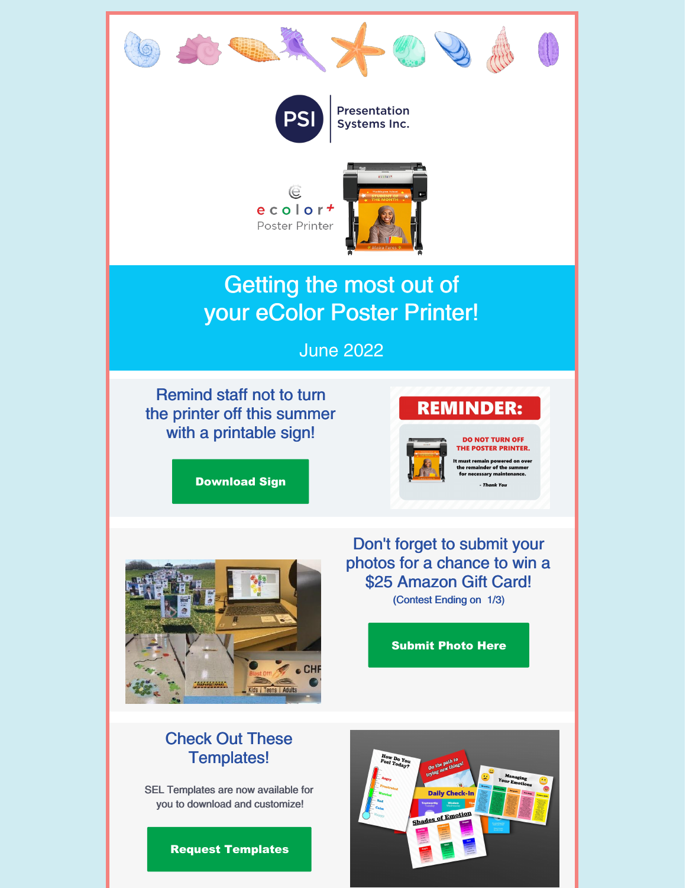PSI | Presentation Systems Inc.

ecolor+ Poster Printer

# Getting the most out of your eColor Poster Printer!

June 2022

## Remind staff not to turn the printer off this summer with a printable sign!

**Download Sign**

**REMINDER:**

**DO NOT TURN OFF THE POSTER PRINTER.**

**It must remain powered on over the remainder of the summer for necessary maintenance.**

***- Thank You***

## Don't forget to submit your photos for a chance to win a $25 Amazon Gift Card!

(Contest Ending on 1/3)

**Submit Photo Here**

## Check Out These Templates!

SEL Templates are now available for you to download and customize!

**Request Templates**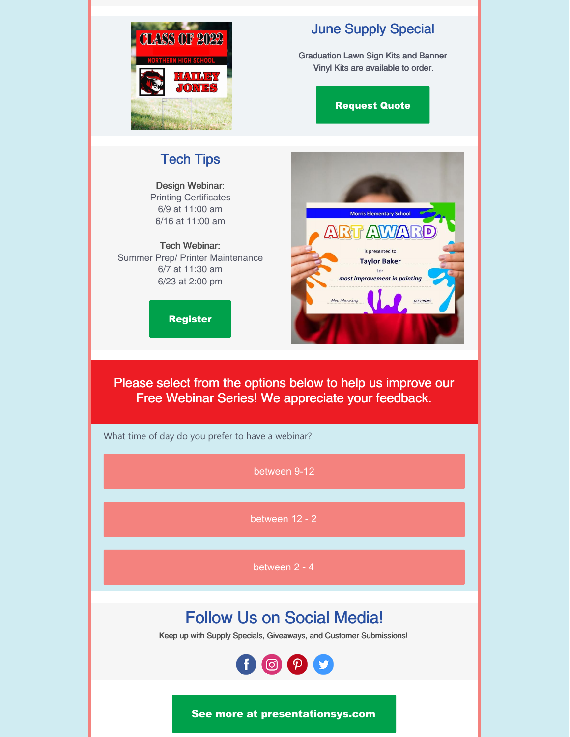## June Supply Special

Graduation Lawn Sign Kits and Banner Vinyl Kits are available to order.

**Request Quote**

## Tech Tips

Design Webinar:
Printing Certificates
6/9 at 11:00 am
6/16 at 11:00 am

Tech Webinar:
Summer Prep/ Printer Maintenance
6/7 at 11:30 am
6/23 at 2:00 pm

**Register**

Please select from the options below to help us improve our Free Webinar Series! We appreciate your feedback.

What time of day do you prefer to have a webinar?

between 9-12

between 12 - 2

between 2 - 4

## Follow Us on Social Media!

Keep up with Supply Specials, Giveaways, and Customer Submissions!

**See more at presentationsys.com**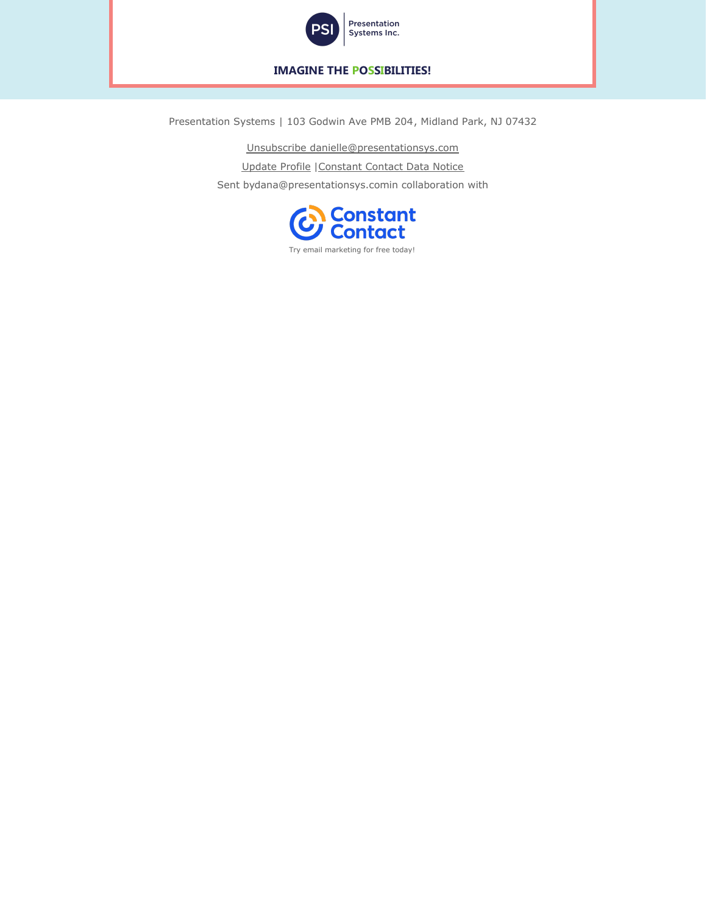Presentation Systems Inc.

**IMAGINE THE POSSIBILITIES!**

Presentation Systems | 103 Godwin Ave PMB 204, Midland Park, NJ 07432

Unsubscribe danielle@presentationsys.com

Update Profile | Constant Contact Data Notice

Sent bydana@presentationsys.comin collaboration with

Constant Contact

Try email marketing for free today!